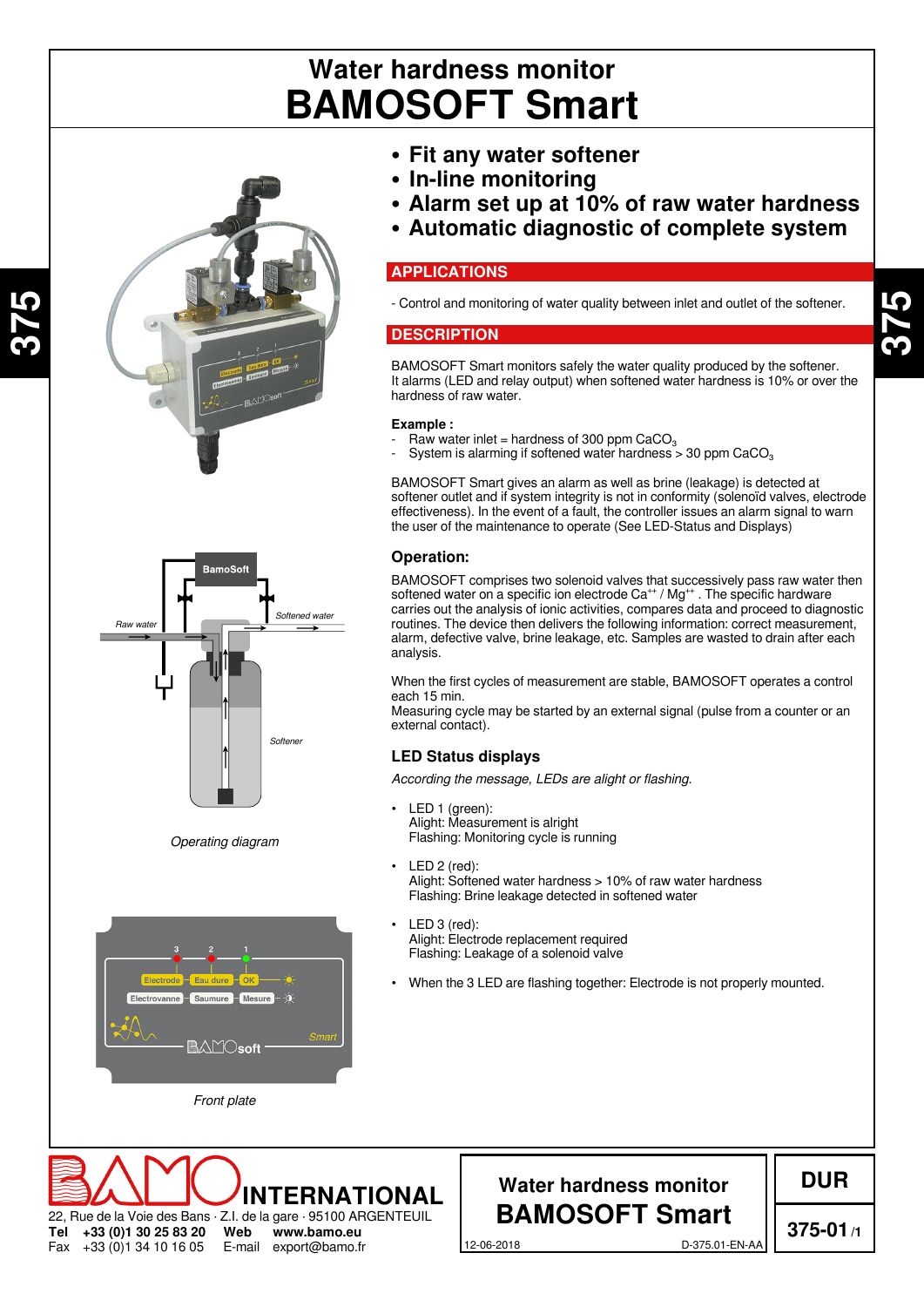# Water hardness monitor
# BAMOSOFT Smart

- **Fit any water softener**
- **In-line monitoring**
- **Alarm set up at 10% of raw water hardness**
- **Automatic diagnostic of complete system**

Operating diagram

Front plate

## APPLICATIONS

- Control and monitoring of water quality between inlet and outlet of the softener.

## DESCRIPTION

BAMOSOFT Smart monitors safely the water quality produced by the softener.
It alarms (LED and relay output) when softened water hardness is 10% or over the hardness of raw water.

**Example :**

- Raw water inlet = hardness of 300 ppm $CaCO_3$
- System is alarming if softened water hardness > 30 ppm $CaCO_3$

BAMOSOFT Smart gives an alarm as well as brine (leakage) is detected at softener outlet and if system integrity is not in conformity (solenoïd valves, electrode effectiveness). In the event of a fault, the controller issues an alarm signal to warn the user of the maintenance to operate (See LED-Status and Displays)

### Operation:

BAMOSOFT comprises two solenoid valves that successively pass raw water then softened water on a specific ion electrode $Ca^{++}$ / $Mg^{++}$ . The specific hardware carries out the analysis of ionic activities, compares data and proceed to diagnostic routines. The device then delivers the following information: correct measurement, alarm, defective valve, brine leakage, etc. Samples are wasted to drain after each analysis.

When the first cycles of measurement are stable, BAMOSOFT operates a control each 15 min.
Measuring cycle may be started by an external signal (pulse from a counter or an external contact).

### LED Status displays

*According the message, LEDs are alight or flashing.*

- LED 1 (green):
  Alight: Measurement is alright
  Flashing: Monitoring cycle is running
- LED 2 (red):
  Alight: Softened water hardness > 10% of raw water hardness
  Flashing: Brine leakage detected in softened water
- LED 3 (red):
  Alight: Electrode replacement required
  Flashing: Leakage of a solenoid valve
- When the 3 LED are flashing together: Electrode is not properly mounted.

**BAMO INTERNATIONAL**
22, Rue de la Voie des Bans · Z.I. de la gare · 95100 ARGENTEUIL
**Tel** **+33 (0)1 30 25 83 20** **Web** **www.bamo.eu**
Fax +33 (0)1 34 10 16 05 E-mail export@bamo.fr

**Water hardness monitor**
**BAMOSOFT Smart**
12-06-2018 D-375.01-EN-AA

**DUR**
**375-01** /1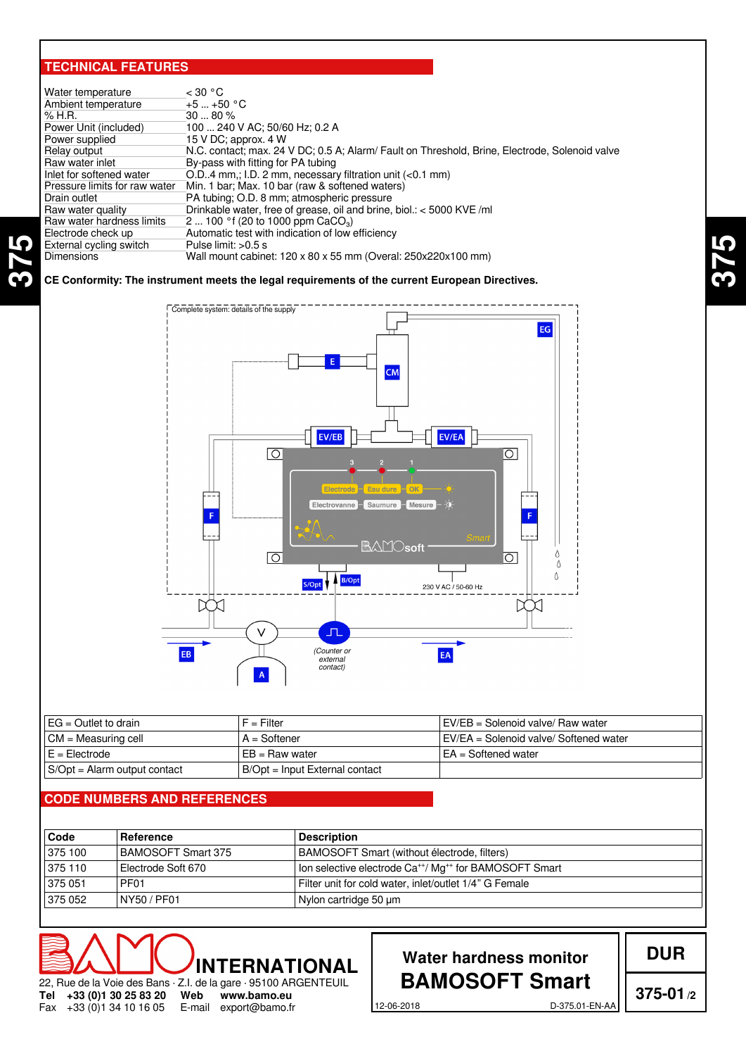## TECHNICAL FEATURES

| | |
|---|---|
| Water temperature | < 30 °C |
| Ambient temperature | +5 ... +50 °C |
| % H.R. | 30 ... 80 % |
| Power Unit (included) | 100 ... 240 V AC; 50/60 Hz; 0.2 A |
| Power supplied | 15 V DC; approx. 4 W |
| Relay output | N.C. contact; max. 24 V DC; 0.5 A; Alarm/ Fault on Threshold, Brine, Electrode, Solenoid valve |
| Raw water inlet | By-pass with fitting for PA tubing |
| Inlet for softened water | O.D..4 mm,; I.D. 2 mm, necessary filtration unit (<0.1 mm) |
| Pressure limits for raw water | Min. 1 bar; Max. 10 bar (raw & softened waters) |
| Drain outlet | PA tubing; O.D. 8 mm; atmospheric pressure |
| Raw water quality | Drinkable water, free of grease, oil and brine, biol.: < 5000 KVE /ml |
| Raw water hardness limits | 2 ... 100 °f (20 to 1000 ppm $CaCO_3$) |
| Electrode check up | Automatic test with indication of low efficiency |
| External cycling switch | Pulse limit: >0.5 s |
| Dimensions | Wall mount cabinet: 120 x 80 x 55 mm (Overal: 250x220x100 mm) |

**CE Conformity: The instrument meets the legal requirements of the current European Directives.**

Complete system: details of the supply

EG

E

CM

EV/EB

EV/EA

3 2 1

Electrode Eau dure OK

Electrovanne Saumure Mesure

F

F

Smart

BAMOsoft

S/Opt B/Opt

230 V AC / 50-60 Hz

V

EB

A

(Counter or external contact)

EA

| | | |
|---|---|---|
| EG = Outlet to drain | F = Filter | EV/EB = Solenoid valve/ Raw water |
| CM = Measuring cell | A = Softener | EV/EA = Solenoid valve/ Softened water |
| E = Electrode | EB = Raw water | EA = Softened water |
| S/Opt = Alarm output contact | B/Opt = Input External contact | |

## CODE NUMBERS AND REFERENCES

| Code | Reference | Description |
|---|---|---|
| 375 100 | BAMOSOFT Smart 375 | BAMOSOFT Smart (without électrode, filters) |
| 375 110 | Electrode Soft 670 | Ion selective electrode $Ca^{++}$/ $Mg^{++}$ for BAMOSOFT Smart |
| 375 051 | PF01 | Filter unit for cold water, inlet/outlet 1/4" G Female |
| 375 052 | NY50 / PF01 | Nylon cartridge 50 µm |

BAMO INTERNATIONAL

22, Rue de la Voie des Bans · Z.I. de la gare · 95100 ARGENTEUIL

**Tel** +33 (0)1 30 25 83 20 **Web** www.bamo.eu

Fax +33 (0)1 34 10 16 05 E-mail export@bamo.fr

**Water hardness monitor**

**BAMOSOFT Smart**

12-06-2018 D-375.01-EN-AA

**DUR**

**375-01** /2